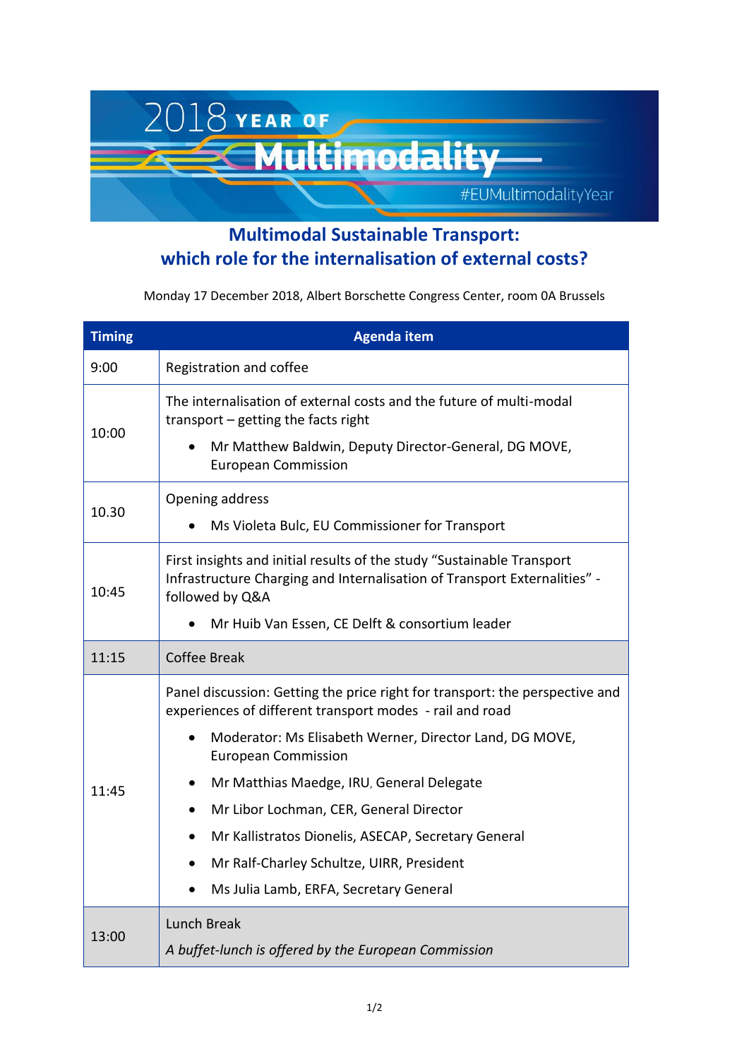2018 YEAR OF **Multimodality**

#EUMultimodalityYear

# Multimodal Sustainable Transport: which role for the internalisation of external costs?

Monday 17 December 2018, Albert Borschette Congress Center, room 0A Brussels

| Timing | Agenda item |
|---|---|
| 9:00 | Registration and coffee |
| 10:00 | The internalisation of external costs and the future of multi-modal transport – getting the facts right<br>• Mr Matthew Baldwin, Deputy Director-General, DG MOVE, European Commission |
| 10.30 | Opening address<br>• Ms Violeta Bulc, EU Commissioner for Transport |
| 10:45 | First insights and initial results of the study "Sustainable Transport Infrastructure Charging and Internalisation of Transport Externalities" - followed by Q&A<br>• Mr Huib Van Essen, CE Delft & consortium leader |
| 11:15 | Coffee Break |
| 11:45 | Panel discussion: Getting the price right for transport: the perspective and experiences of different transport modes - rail and road<br>• Moderator: Ms Elisabeth Werner, Director Land, DG MOVE, European Commission<br>• Mr Matthias Maedge, IRU, General Delegate<br>• Mr Libor Lochman, CER, General Director<br>• Mr Kallistratos Dionelis, ASECAP, Secretary General<br>• Mr Ralf-Charley Schultze, UIRR, President<br>• Ms Julia Lamb, ERFA, Secretary General |
| 13:00 | Lunch Break<br>*A buffet-lunch is offered by the European Commission* |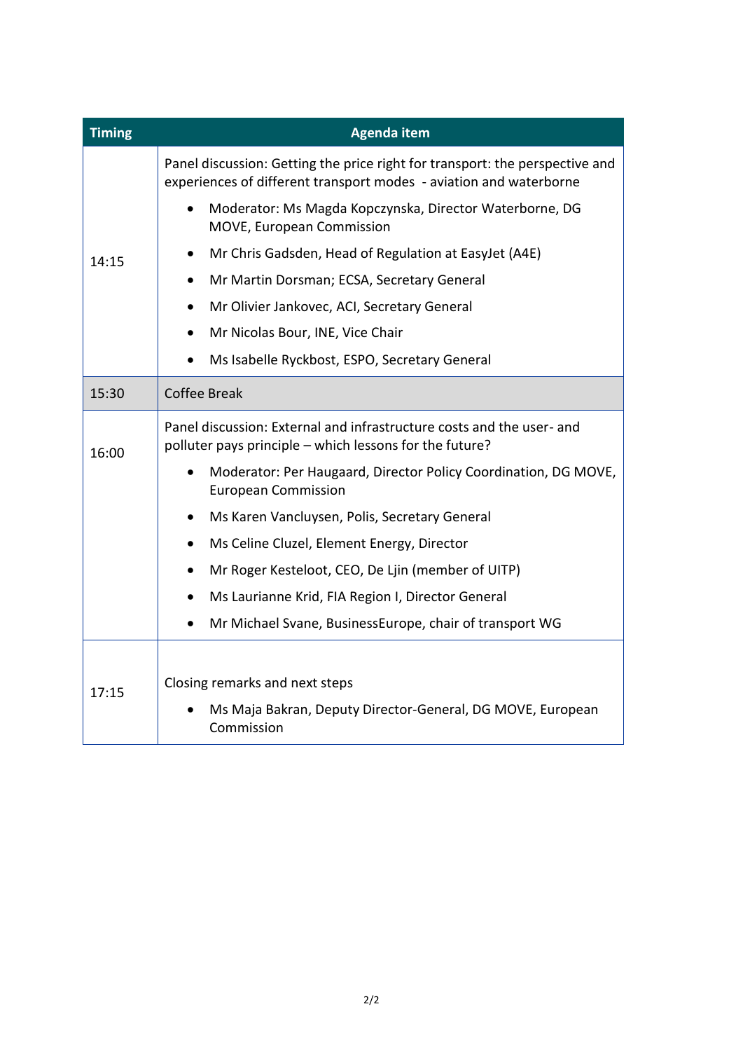| Timing | Agenda item |
|---|---|
| 14:15 | Panel discussion: Getting the price right for transport: the perspective and experiences of different transport modes - aviation and waterborne<br>• Moderator: Ms Magda Kopczynska, Director Waterborne, DG MOVE, European Commission<br>• Mr Chris Gadsden, Head of Regulation at EasyJet (A4E)<br>• Mr Martin Dorsman; ECSA, Secretary General<br>• Mr Olivier Jankovec, ACI, Secretary General<br>• Mr Nicolas Bour, INE, Vice Chair<br>• Ms Isabelle Ryckbost, ESPO, Secretary General |
| 15:30 | Coffee Break |
| 16:00 | Panel discussion: External and infrastructure costs and the user- and polluter pays principle – which lessons for the future?<br>• Moderator: Per Haugaard, Director Policy Coordination, DG MOVE, European Commission<br>• Ms Karen Vancluysen, Polis, Secretary General<br>• Ms Celine Cluzel, Element Energy, Director<br>• Mr Roger Kesteloot, CEO, De Ljin (member of UITP)<br>• Ms Laurianne Krid, FIA Region I, Director General<br>• Mr Michael Svane, BusinessEurope, chair of transport WG |
| 17:15 | Closing remarks and next steps<br>• Ms Maja Bakran, Deputy Director-General, DG MOVE, European Commission |